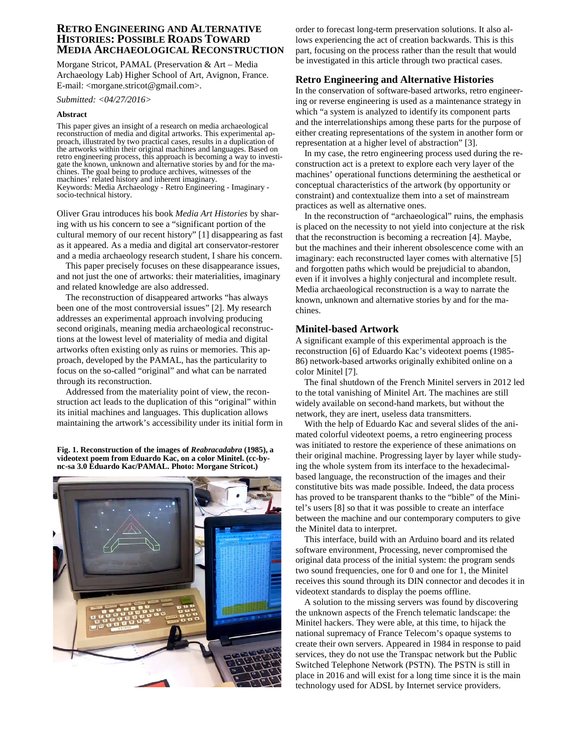# Retro Engineering and Alternative Histories: Possible Roads Toward Media Archaeological Reconstruction

Morgane Stricot, PAMAL (Preservation & Art – Media Archaeology Lab) Higher School of Art, Avignon, France. E-mail: <morgane.stricot@gmail.com>.

*Submitted: <04/27/2016>*

### Abstract

This paper gives an insight of a research on media archaeological reconstruction of media and digital artworks. This experimental approach, illustrated by two practical cases, results in a duplication of the artworks within their original machines and languages. Based on retro engineering process, this approach is becoming a way to investigate the known, unknown and alternative stories by and for the machines. The goal being to produce archives, witnesses of the machines' related history and inherent imaginary.

Keywords: Media Archaeology - Retro Engineering - Imaginary - socio-technical history.

Oliver Grau introduces his book *Media Art Histories* by sharing with us his concern to see a "significant portion of the cultural memory of our recent history" [1] disappearing as fast as it appeared. As a media and digital art conservator-restorer and a media archaeology research student, I share his concern.

This paper precisely focuses on these disappearance issues, and not just the one of artworks: their materialities, imaginary and related knowledge are also addressed.

The reconstruction of disappeared artworks "has always been one of the most controversial issues" [2]. My research addresses an experimental approach involving producing second originals, meaning media archaeological reconstructions at the lowest level of materiality of media and digital artworks often existing only as ruins or memories. This approach, developed by the PAMAL, has the particularity to focus on the so-called "original" and what can be narrated through its reconstruction.

Addressed from the materiality point of view, the reconstruction act leads to the duplication of this "original" within its initial machines and languages. This duplication allows maintaining the artwork's accessibility under its initial form in order to forecast long-term preservation solutions. It also allows experiencing the act of creation backwards. This is this part, focusing on the process rather than the result that would be investigated in this article through two practical cases.

**Fig. 1. Reconstruction of the images of *Reabracadabra* (1985), a videotext poem from Eduardo Kac, on a color Minitel. (cc-by-nc-sa 3.0 Eduardo Kac/PAMAL. Photo: Morgane Stricot.)**

## Retro Engineering and Alternative Histories

In the conservation of software-based artworks, retro engineering or reverse engineering is used as a maintenance strategy in which "a system is analyzed to identify its component parts and the interrelationships among these parts for the purpose of either creating representations of the system in another form or representation at a higher level of abstraction" [3].

In my case, the retro engineering process used during the reconstruction act is a pretext to explore each very layer of the machines' operational functions determining the aesthetical or conceptual characteristics of the artwork (by opportunity or constraint) and contextualize them into a set of mainstream practices as well as alternative ones.

In the reconstruction of "archaeological" ruins, the emphasis is placed on the necessity to not yield into conjecture at the risk that the reconstruction is becoming a recreation [4]. Maybe, but the machines and their inherent obsolescence come with an imaginary: each reconstructed layer comes with alternative [5] and forgotten paths which would be prejudicial to abandon, even if it involves a highly conjectural and incomplete result. Media archaeological reconstruction is a way to narrate the known, unknown and alternative stories by and for the machines.

## Minitel-based Artwork

A significant example of this experimental approach is the reconstruction [6] of Eduardo Kac's videotext poems (1985-86) network-based artworks originally exhibited online on a color Minitel [7].

The final shutdown of the French Minitel servers in 2012 led to the total vanishing of Minitel Art. The machines are still widely available on second-hand markets, but without the network, they are inert, useless data transmitters.

With the help of Eduardo Kac and several slides of the animated colorful videotext poems, a retro engineering process was initiated to restore the experience of these animations on their original machine. Progressing layer by layer while studying the whole system from its interface to the hexadecimal-based language, the reconstruction of the images and their constitutive bits was made possible. Indeed, the data process has proved to be transparent thanks to the "bible" of the Minitel's users [8] so that it was possible to create an interface between the machine and our contemporary computers to give the Minitel data to interpret.

This interface, build with an Arduino board and its related software environment, Processing, never compromised the original data process of the initial system: the program sends two sound frequencies, one for 0 and one for 1, the Minitel receives this sound through its DIN connector and decodes it in videotext standards to display the poems offline.

A solution to the missing servers was found by discovering the unknown aspects of the French telematic landscape: the Minitel hackers. They were able, at this time, to hijack the national supremacy of France Telecom's opaque systems to create their own servers. Appeared in 1984 in response to paid services, they do not use the Transpac network but the Public Switched Telephone Network (PSTN). The PSTN is still in place in 2016 and will exist for a long time since it is the main technology used for ADSL by Internet service providers.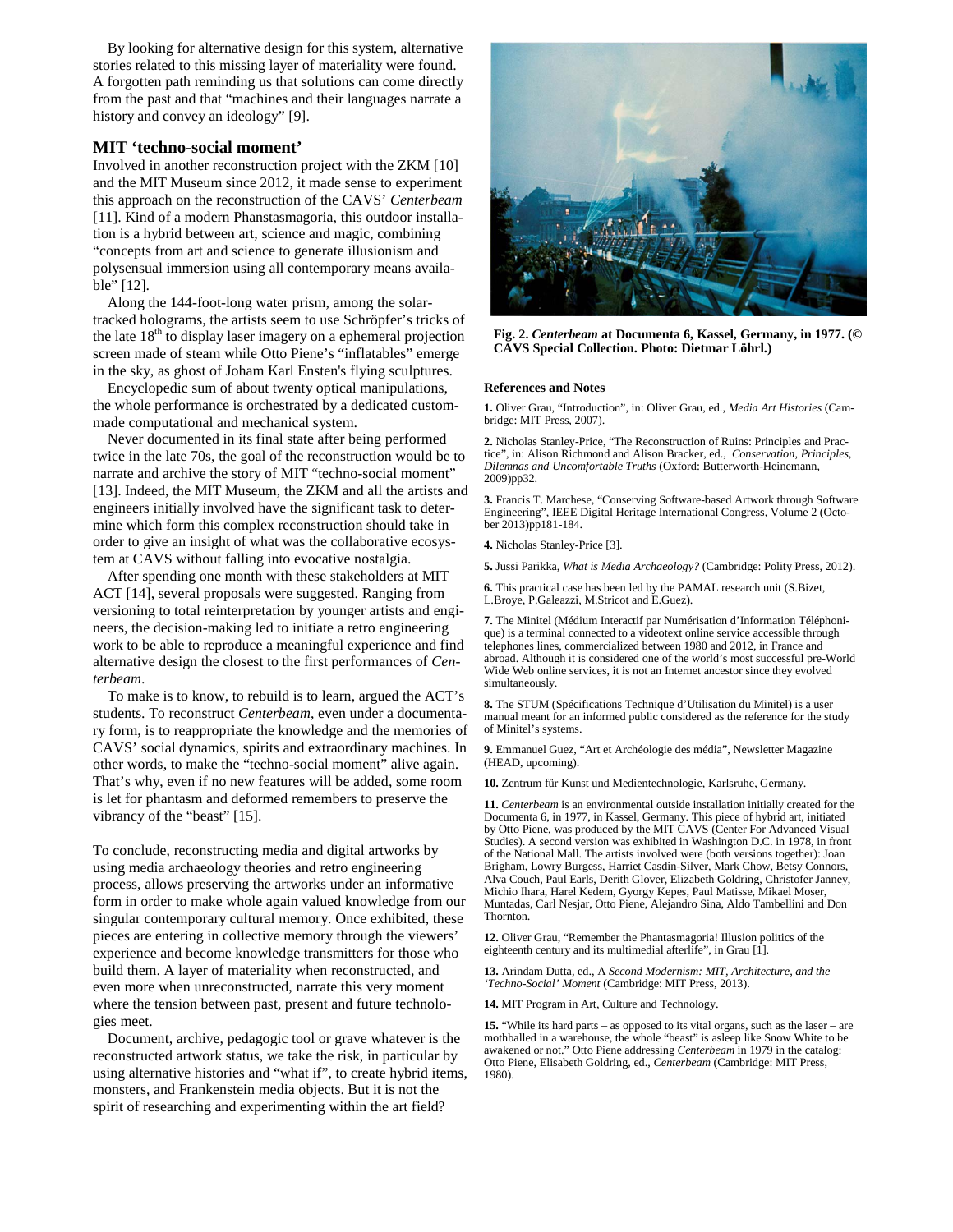By looking for alternative design for this system, alternative stories related to this missing layer of materiality were found. A forgotten path reminding us that solutions can come directly from the past and that "machines and their languages narrate a history and convey an ideology" [9].

## MIT 'techno-social moment'

Involved in another reconstruction project with the ZKM [10] and the MIT Museum since 2012, it made sense to experiment this approach on the reconstruction of the CAVS' *Centerbeam* [11]. Kind of a modern Phanstasmagoria, this outdoor installation is a hybrid between art, science and magic, combining "concepts from art and science to generate illusionism and polysensual immersion using all contemporary means available" [12].

Along the 144-foot-long water prism, among the solar-tracked holograms, the artists seem to use Schröpfer's tricks of the late 18th to display laser imagery on a ephemeral projection screen made of steam while Otto Piene's "inflatables" emerge in the sky, as ghost of Joham Karl Ensten's flying sculptures.

Encyclopedic sum of about twenty optical manipulations, the whole performance is orchestrated by a dedicated custom-made computational and mechanical system.

Never documented in its final state after being performed twice in the late 70s, the goal of the reconstruction would be to narrate and archive the story of MIT "techno-social moment" [13]. Indeed, the MIT Museum, the ZKM and all the artists and engineers initially involved have the significant task to determine which form this complex reconstruction should take in order to give an insight of what was the collaborative ecosystem at CAVS without falling into evocative nostalgia.

After spending one month with these stakeholders at MIT ACT [14], several proposals were suggested. Ranging from versioning to total reinterpretation by younger artists and engineers, the decision-making led to initiate a retro engineering work to be able to reproduce a meaningful experience and find alternative design the closest to the first performances of *Centerbeam*.

To make is to know, to rebuild is to learn, argued the ACT's students. To reconstruct *Centerbeam*, even under a documentary form, is to reappropriate the knowledge and the memories of CAVS' social dynamics, spirits and extraordinary machines. In other words, to make the "techno-social moment" alive again. That's why, even if no new features will be added, some room is let for phantasm and deformed remembers to preserve the vibrancy of the "beast" [15].

To conclude, reconstructing media and digital artworks by using media archaeology theories and retro engineering process, allows preserving the artworks under an informative form in order to make whole again valued knowledge from our singular contemporary cultural memory. Once exhibited, these pieces are entering in collective memory through the viewers' experience and become knowledge transmitters for those who build them. A layer of materiality when reconstructed, and even more when unreconstructed, narrate this very moment where the tension between past, present and future technologies meet.

Document, archive, pedagogic tool or grave whatever is the reconstructed artwork status, we take the risk, in particular by using alternative histories and "what if", to create hybrid items, monsters, and Frankenstein media objects. But it is not the spirit of researching and experimenting within the art field?

**Fig. 2. *Centerbeam* at Documenta 6, Kassel, Germany, in 1977. (© CAVS Special Collection. Photo: Dietmar Löhrl.)**

### References and Notes

**1.** Oliver Grau, "Introduction", in: Oliver Grau, ed., *Media Art Histories* (Cambridge: MIT Press, 2007).

**2.** Nicholas Stanley-Price, "The Reconstruction of Ruins: Principles and Practice", in: Alison Richmond and Alison Bracker, ed., *Conservation, Principles, Dilemnas and Uncomfortable Truths* (Oxford: Butterworth-Heinemann, 2009)pp32.

**3.** Francis T. Marchese, "Conserving Software-based Artwork through Software Engineering", IEEE Digital Heritage International Congress, Volume 2 (October 2013)pp181-184.

**4.** Nicholas Stanley-Price [3].

**5.** Jussi Parikka, *What is Media Archaeology?* (Cambridge: Polity Press, 2012).

**6.** This practical case has been led by the PAMAL research unit (S.Bizet, L.Broye, P.Galeazzi, M.Stricot and E.Guez).

**7.** The Minitel (Médium Interactif par Numérisation d'Information Téléphonique) is a terminal connected to a videotext online service accessible through telephones lines, commercialized between 1980 and 2012, in France and abroad. Although it is considered one of the world's most successful pre-World Wide Web online services, it is not an Internet ancestor since they evolved simultaneously.

**8.** The STUM (Spécifications Technique d'Utilisation du Minitel) is a user manual meant for an informed public considered as the reference for the study of Minitel's systems.

**9.** Emmanuel Guez, "Art et Archéologie des média", Newsletter Magazine (HEAD, upcoming).

**10.** Zentrum für Kunst und Medientechnologie, Karlsruhe, Germany.

**11.** *Centerbeam* is an environmental outside installation initially created for the Documenta 6, in 1977, in Kassel, Germany. This piece of hybrid art, initiated by Otto Piene, was produced by the MIT CAVS (Center For Advanced Visual Studies). A second version was exhibited in Washington D.C. in 1978, in front of the National Mall. The artists involved were (both versions together): Joan Brigham, Lowry Burgess, Harriet Casdin-Silver, Mark Chow, Betsy Connors, Alva Couch, Paul Earls, Derith Glover, Elizabeth Goldring, Christofer Janney, Michio Ihara, Harel Kedem, Gyorgy Kepes, Paul Matisse, Mikael Moser, Muntadas, Carl Nesjar, Otto Piene, Alejandro Sina, Aldo Tambellini and Don Thornton.

**12.** Oliver Grau, "Remember the Phantasmagoria! Illusion politics of the eighteenth century and its multimedial afterlife", in Grau [1].

**13.** Arindam Dutta, ed., A *Second Modernism: MIT, Architecture, and the 'Techno-Social' Moment* (Cambridge: MIT Press, 2013).

**14.** MIT Program in Art, Culture and Technology.

**15.** "While its hard parts – as opposed to its vital organs, such as the laser – are mothballed in a warehouse, the whole "beast" is asleep like Snow White to be awakened or not." Otto Piene addressing *Centerbeam* in 1979 in the catalog: Otto Piene, Elisabeth Goldring, ed., *Centerbeam* (Cambridge: MIT Press, 1980).